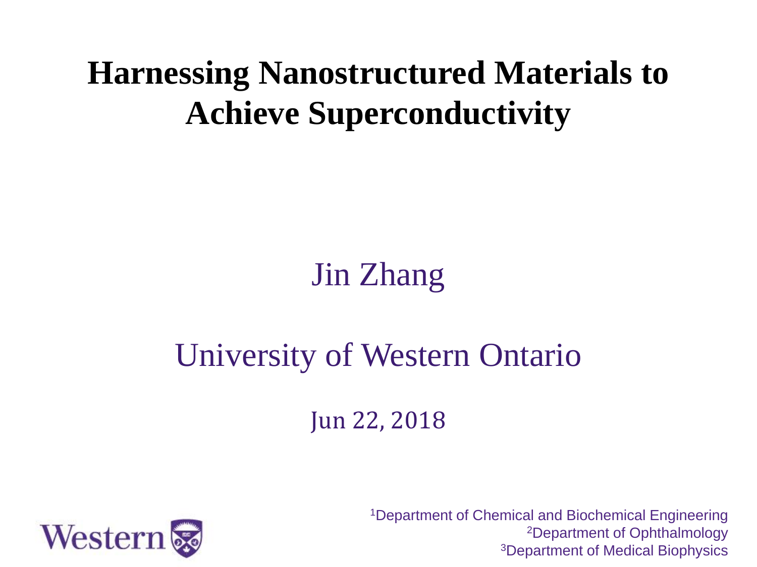# Harnessing Nanostructured Materials to Achieve Superconductivity

Jin Zhang

University of Western Ontario

Jun 22, 2018

Western

[1]Department of Chemical and Biochemical Engineering
[2]Department of Ophthalmology
[3]Department of Medical Biophysics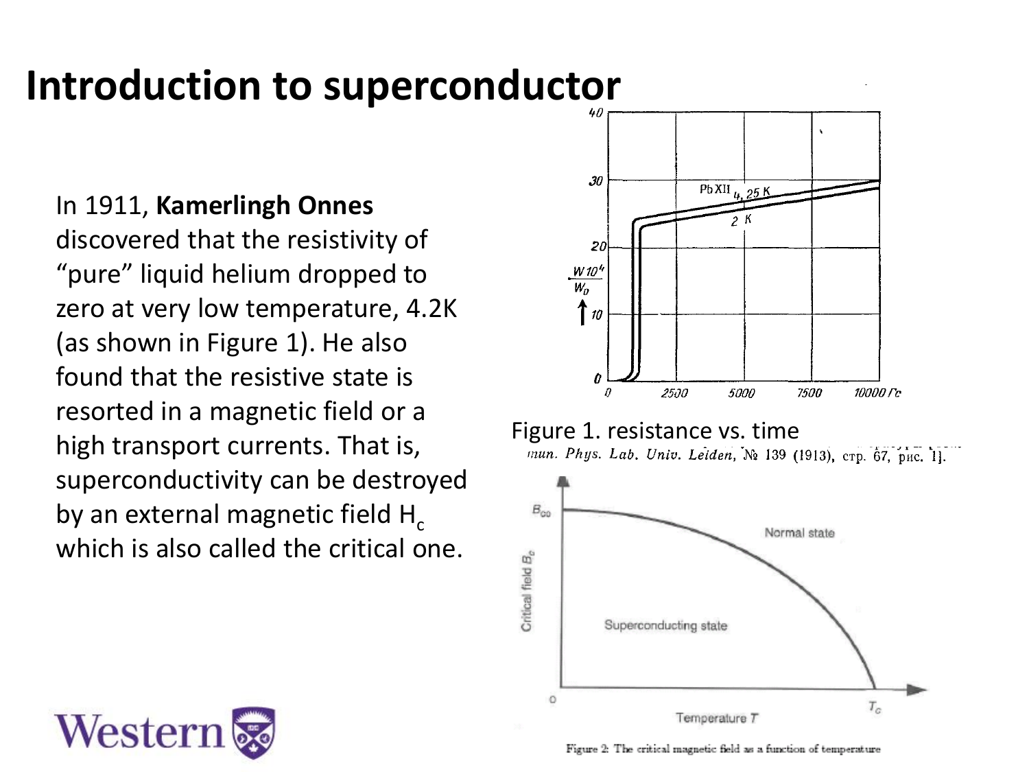# Introduction to superconductor

In 1911, **Kamerlingh Onnes** discovered that the resistivity of "pure" liquid helium dropped to zero at very low temperature, 4.2K (as shown in Figure 1). He also found that the resistive state is resorted in a magnetic field or a high transport currents. That is, superconductivity can be destroyed by an external magnetic field $H_c$ which is also called the critical one.

40

30

20

$\frac{W 10^4}{W_0}$

10

0

0 2500 5000 7500 10000 Гс

Pb XII 4, 25 K

2 K

Figure 1. resistance vs. time

mun. Phys. Lab. Univ. Leiden, № 139 (1913), стр. 67, рис. 1].

$B_{c0}$

Critical field $B_c$

Normal state

Superconducting state

0

Temperature $T$

$T_c$

Figure 2: The critical magnetic field as a function of temperature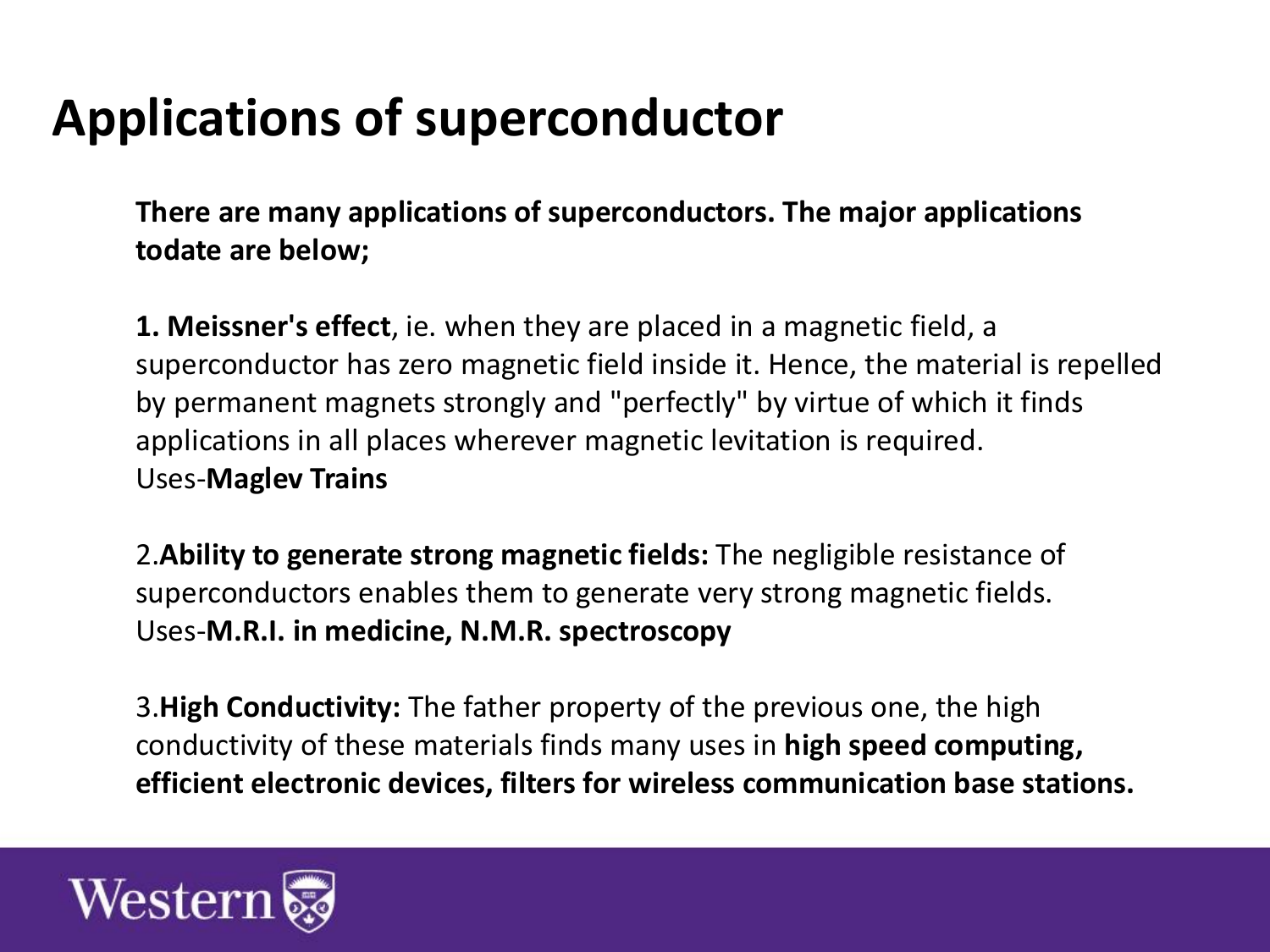# Applications of superconductor

**There are many applications of superconductors. The major applications todate are below;**

**1. Meissner's effect**, ie. when they are placed in a magnetic field, a superconductor has zero magnetic field inside it. Hence, the material is repelled by permanent magnets strongly and "perfectly" by virtue of which it finds applications in all places wherever magnetic levitation is required.
Uses-**Maglev Trains**

2.**Ability to generate strong magnetic fields:** The negligible resistance of superconductors enables them to generate very strong magnetic fields.
Uses-**M.R.I. in medicine, N.M.R. spectroscopy**

3.**High Conductivity:** The father property of the previous one, the high conductivity of these materials finds many uses in **high speed computing, efficient electronic devices, filters for wireless communication base stations.**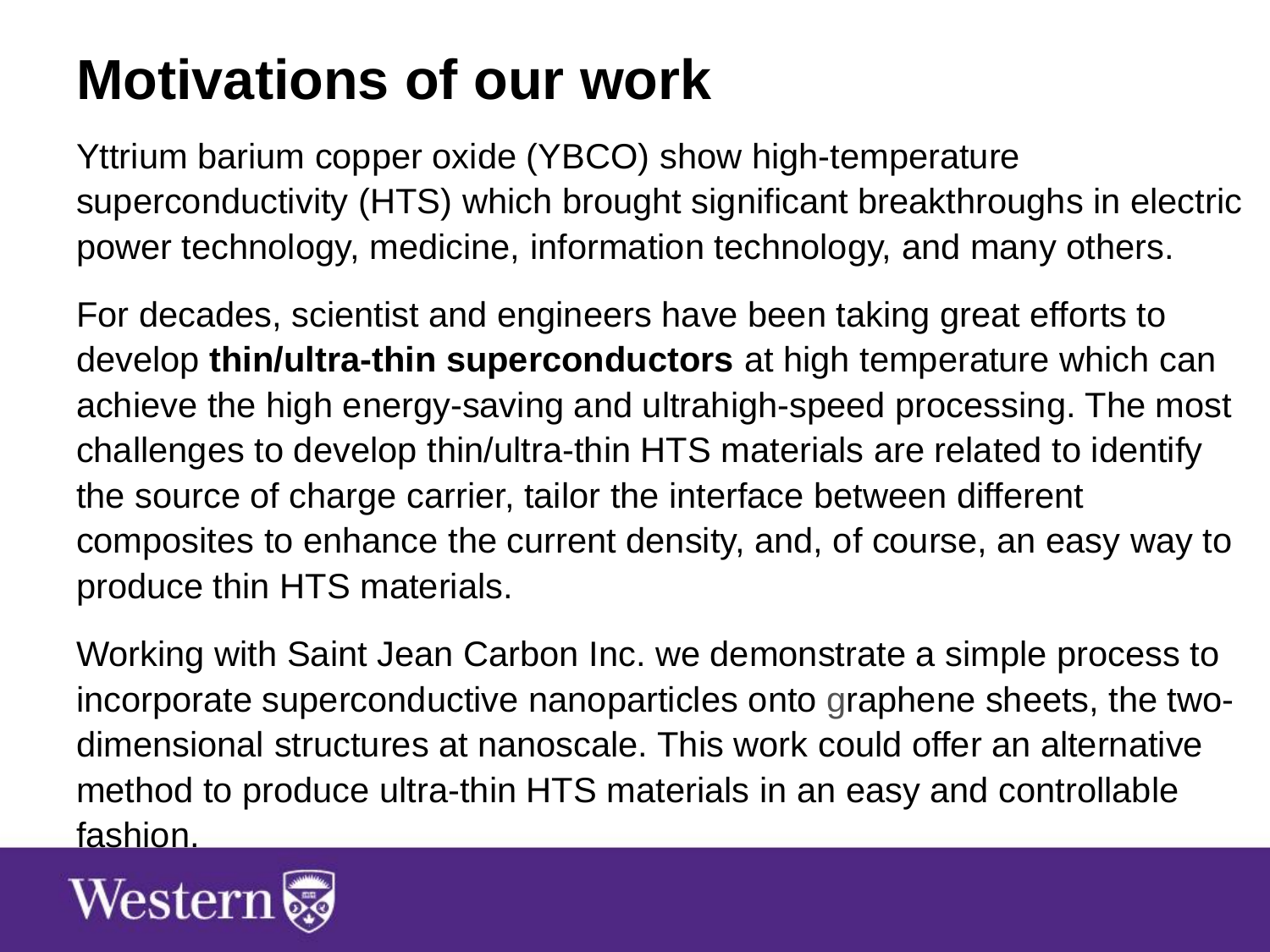# Motivations of our work

Yttrium barium copper oxide (YBCO) show high-temperature superconductivity (HTS) which brought significant breakthroughs in electric power technology, medicine, information technology, and many others.

For decades, scientist and engineers have been taking great efforts to develop **thin/ultra-thin superconductors** at high temperature which can achieve the high energy-saving and ultrahigh-speed processing. The most challenges to develop thin/ultra-thin HTS materials are related to identify the source of charge carrier, tailor the interface between different composites to enhance the current density, and, of course, an easy way to produce thin HTS materials.

Working with Saint Jean Carbon Inc. we demonstrate a simple process to incorporate superconductive nanoparticles onto graphene sheets, the two-dimensional structures at nanoscale. This work could offer an alternative method to produce ultra-thin HTS materials in an easy and controllable fashion.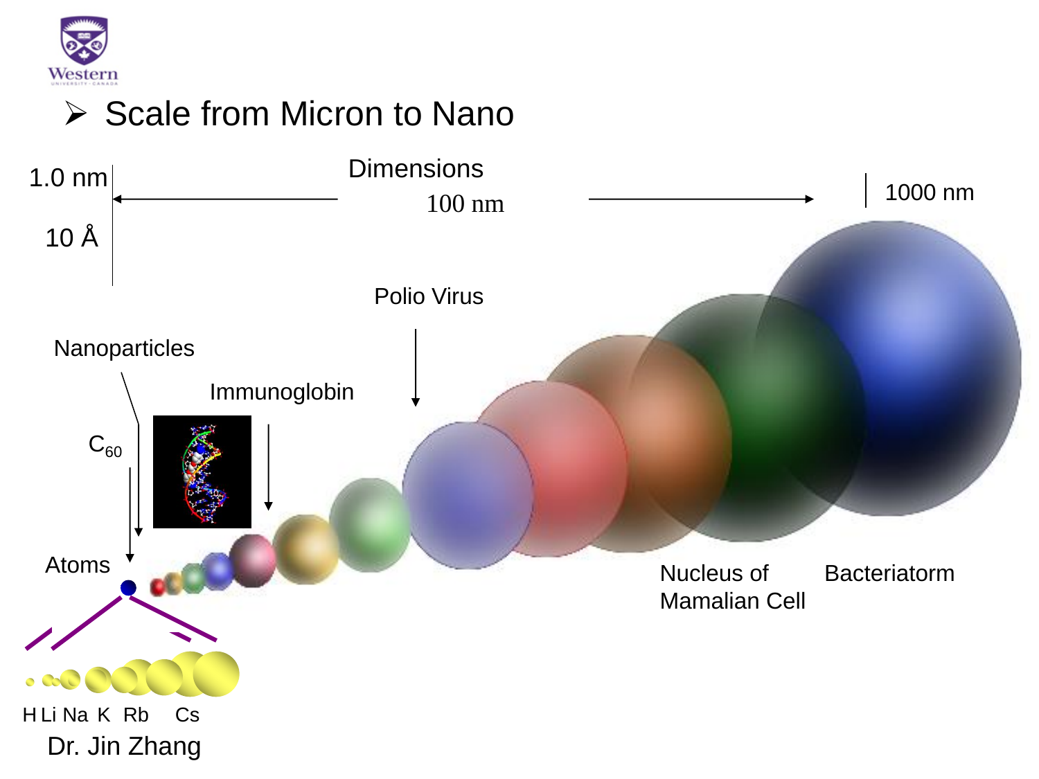## Scale from Micron to Nano

Dimensions

1.0 nm

10 Å

100 nm

1000 nm

Polio Virus

Nanoparticles

Immunoglobin

$C_{60}$

Atoms

Nucleus of Mamalian Cell

Bacteriatorm

H Li Na K Rb Cs

Dr. Jin Zhang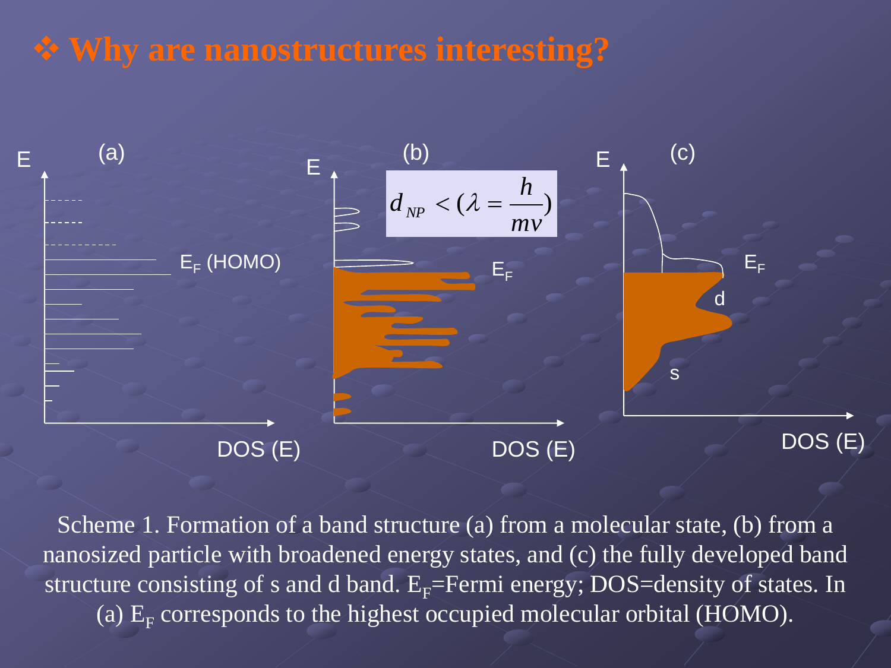# ❖ Why are nanostructures interesting?

(a)

E

E_F (HOMO)

DOS (E)

(b)

E

$$d_{NP} < (\lambda = \frac{h}{mv})$$

E_F

DOS (E)

(c)

E

E_F

d

s

DOS (E)

Scheme 1. Formation of a band structure (a) from a molecular state, (b) from a nanosized particle with broadened energy states, and (c) the fully developed band structure consisting of s and d band. $E_F$=Fermi energy; DOS=density of states. In (a) $E_F$ corresponds to the highest occupied molecular orbital (HOMO).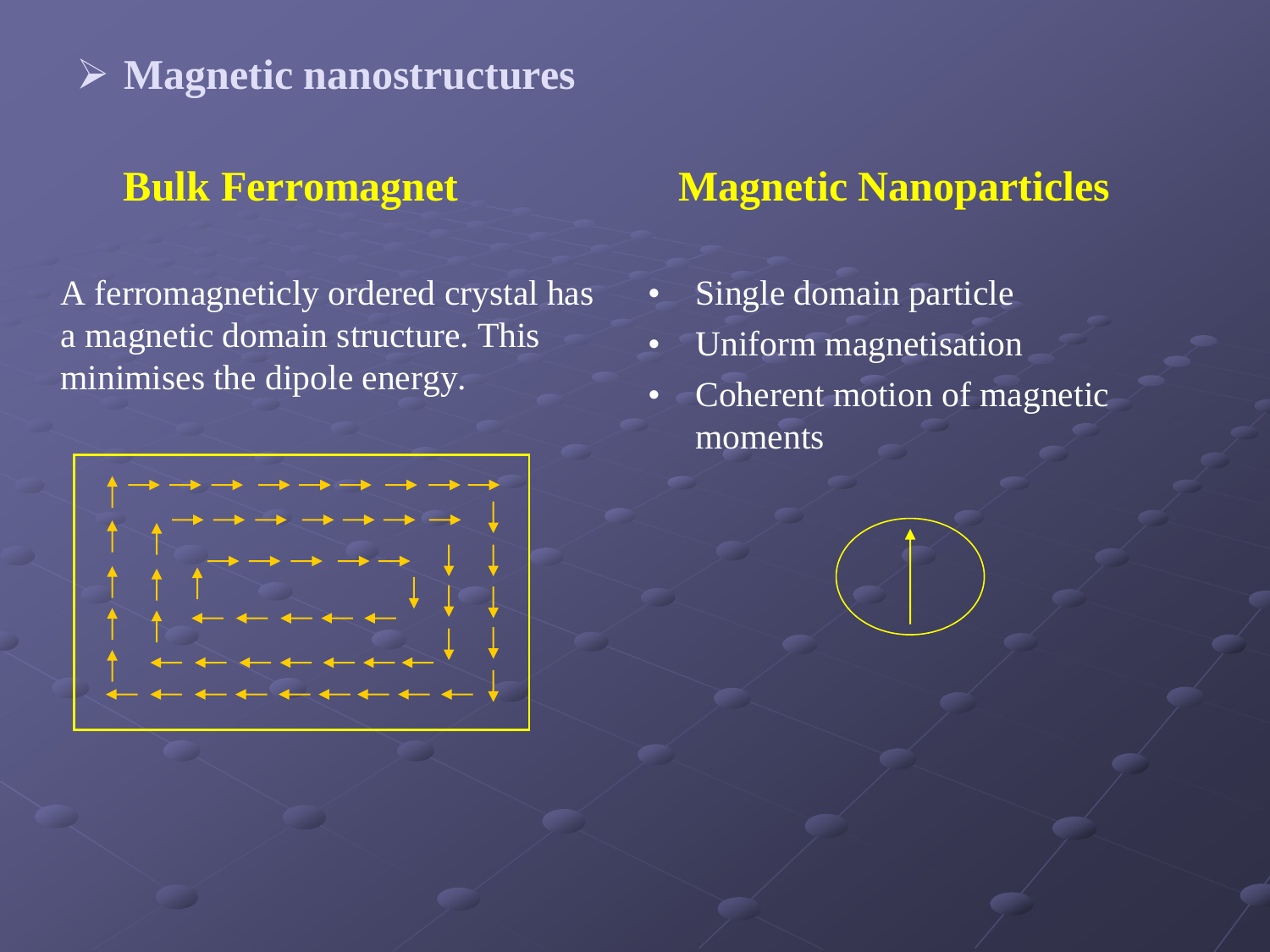# Magnetic nanostructures

## Bulk Ferromagnet

A ferromagneticly ordered crystal has a magnetic domain structure. This minimises the dipole energy.

## Magnetic Nanoparticles

- Single domain particle
- Uniform magnetisation
- Coherent motion of magnetic moments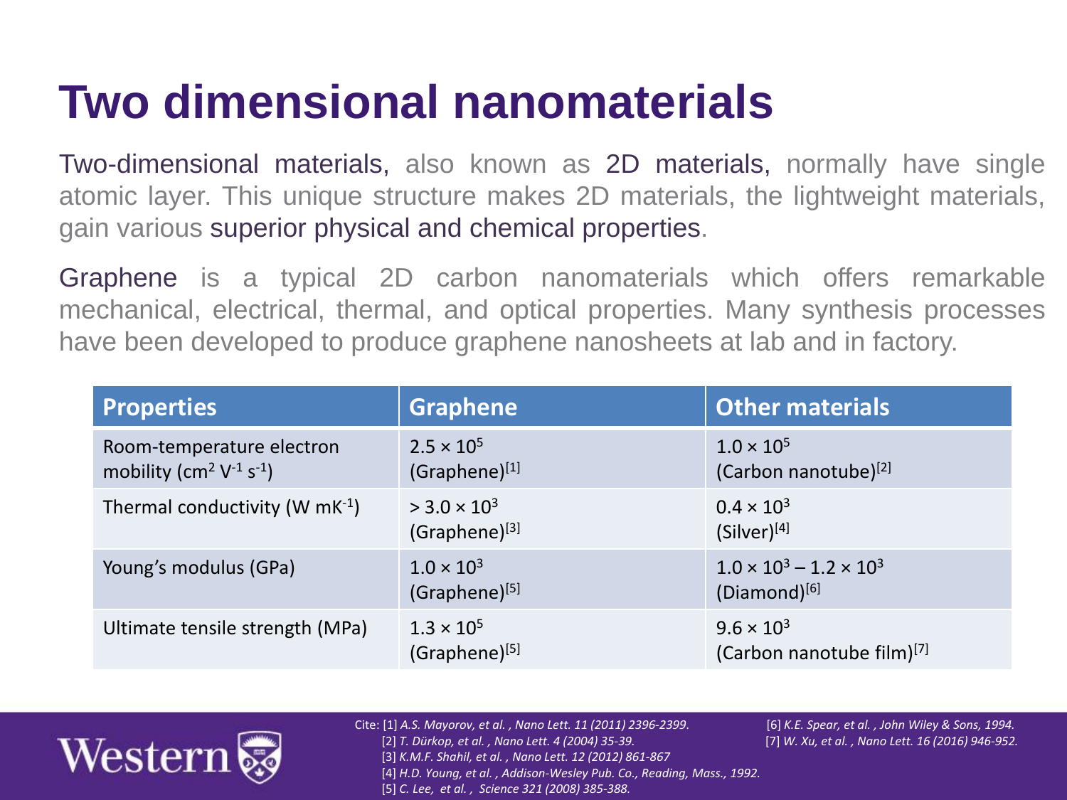# Two dimensional nanomaterials

Two-dimensional materials, also known as 2D materials, normally have single atomic layer. This unique structure makes 2D materials, the lightweight materials, gain various superior physical and chemical properties.

Graphene is a typical 2D carbon nanomaterials which offers remarkable mechanical, electrical, thermal, and optical properties. Many synthesis processes have been developed to produce graphene nanosheets at lab and in factory.

| Properties | Graphene | Other materials |
|---|---|---|
| Room-temperature electron mobility ($cm^2 V^{-1} s^{-1}$) | $2.5 \times 10^5$ (Graphene)[1] | $1.0 \times 10^5$ (Carbon nanotube)[2] |
| Thermal conductivity ($W mK^{-1}$) | $> 3.0 \times 10^3$ (Graphene)[3] | $0.4 \times 10^3$ (Silver)[4] |
| Young's modulus (GPa) | $1.0 \times 10^3$ (Graphene)[5] | $1.0 \times 10^3 – 1.2 \times 10^3$ (Diamond)[6] |
| Ultimate tensile strength (MPa) | $1.3 \times 10^5$ (Graphene)[5] | $9.6 \times 10^3$ (Carbon nanotube film)[7] |

Cite: [1] *A.S. Mayorov, et al. , Nano Lett. 11 (2011) 2396-2399.*
[2] *T. Dürkop, et al. , Nano Lett. 4 (2004) 35-39.*
[3] *K.M.F. Shahil, et al. , Nano Lett. 12 (2012) 861-867*
[4] *H.D. Young, et al. , Addison-Wesley Pub. Co., Reading, Mass., 1992.*
[5] *C. Lee, et al. , Science 321 (2008) 385-388.*
[6] *K.E. Spear, et al. , John Wiley & Sons, 1994.*
[7] *W. Xu, et al. , Nano Lett. 16 (2016) 946-952.*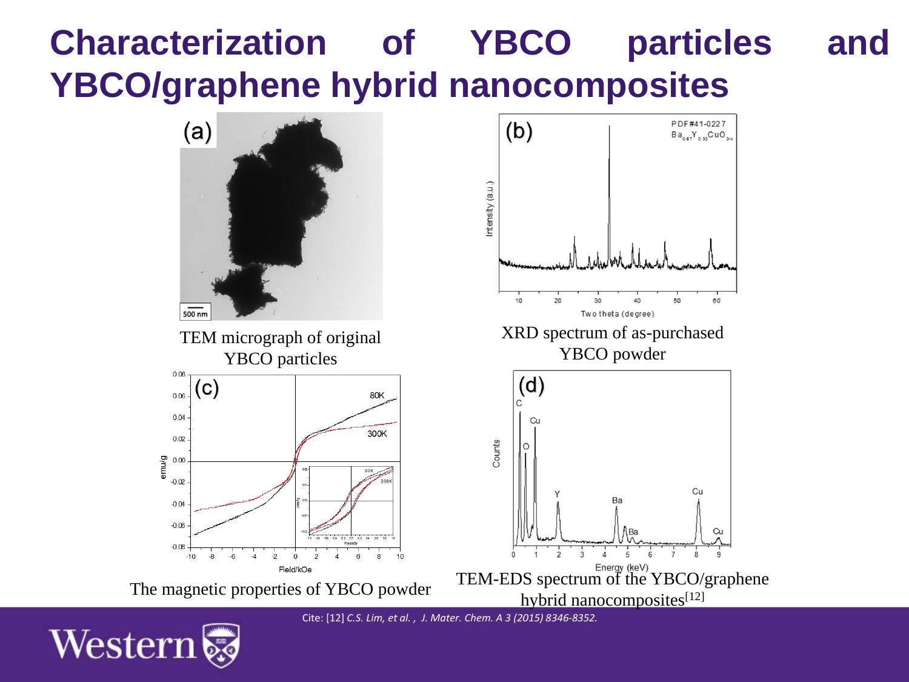# Characterization of YBCO particles and YBCO/graphene hybrid nanocomposites

(a)

500 nm

TEM micrograph of original YBCO particles

(b)

PDF#41-0227

$Ba_{0.67}Y_{0.33}CuO_{3-x}$

Intensity (a.u.)

Two theta (degree)

10 20 30 40 50 60

XRD spectrum of as-purchased YBCO powder

(c)

80K

300K

emu/g

Field/kOe

0.08 0.06 0.04 0.02 0.00 -0.02 -0.04 -0.06 -0.08

-10 -8 -6 -4 -2 0 2 4 6 8 10

The magnetic properties of YBCO powder

(d)

C

Cu

O

Y

Ba

Ba

Cu

Cu

Counts

Energy (keV)

0 1 2 3 4 5 6 7 8 9

TEM-EDS spectrum of the YBCO/graphene hybrid nanocomposites[12]

Cite: [12] *C.S. Lim, et al. , J. Mater. Chem. A 3 (2015) 8346-8352.*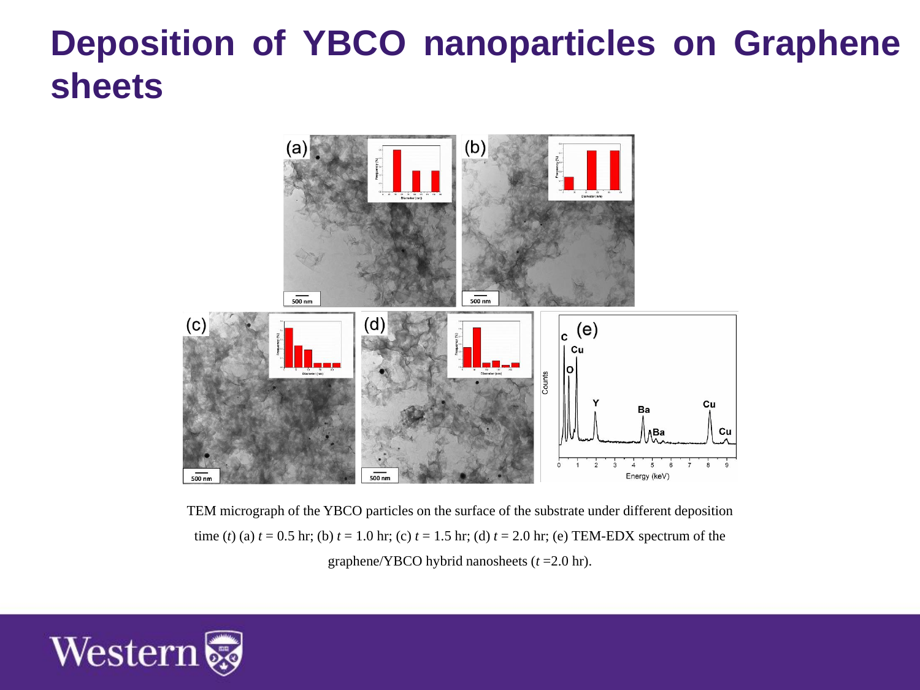# Deposition of YBCO nanoparticles on Graphene sheets

(a)

500 nm

(b)

500 nm

(c)

500 nm

(d)

500 nm

(e)

C

Cu

O

Y

Ba

Ba

Cu

Cu

Counts

Energy (keV)

0 1 2 3 4 5 6 7 8 9

TEM micrograph of the YBCO particles on the surface of the substrate under different deposition time ($t$) (a) $t$ = 0.5 hr; (b) $t$ = 1.0 hr; (c) $t$ = 1.5 hr; (d) $t$ = 2.0 hr; (e) TEM-EDX spectrum of the graphene/YBCO hybrid nanosheets ($t$ =2.0 hr).